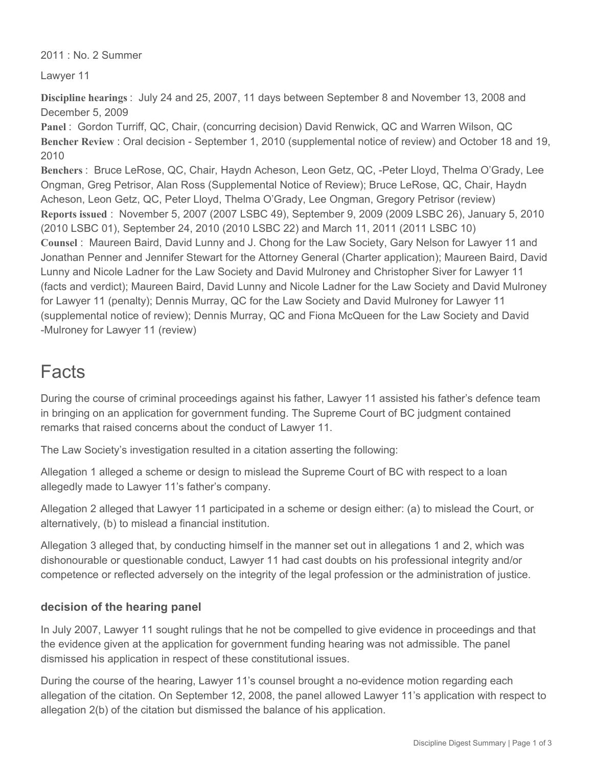2011 : No. 2 Summer

Lawyer 11

**Discipline hearings** : July 24 and 25, 2007, 11 days between September 8 and November 13, 2008 and December 5, 2009

**Panel** : Gordon Turriff, QC, Chair, (concurring decision) David Renwick, QC and Warren Wilson, QC

**Bencher Review** : Oral decision - September 1, 2010 (supplemental notice of review) and October 18 and 19, 2010

**Benchers** : Bruce LeRose, QC, Chair, Haydn Acheson, Leon Getz, QC, -Peter Lloyd, Thelma O'Grady, Lee Ongman, Greg Petrisor, Alan Ross (Supplemental Notice of Review); Bruce LeRose, QC, Chair, Haydn Acheson, Leon Getz, QC, Peter Lloyd, Thelma O'Grady, Lee Ongman, Gregory Petrisor (review)

**Reports issued** : November 5, 2007 (2007 LSBC 49), September 9, 2009 (2009 LSBC 26), January 5, 2010 (2010 LSBC 01), September 24, 2010 (2010 LSBC 22) and March 11, 2011 (2011 LSBC 10)

**Counsel** : Maureen Baird, David Lunny and J. Chong for the Law Society, Gary Nelson for Lawyer 11 and Jonathan Penner and Jennifer Stewart for the Attorney General (Charter application); Maureen Baird, David Lunny and Nicole Ladner for the Law Society and David Mulroney and Christopher Siver for Lawyer 11 (facts and verdict); Maureen Baird, David Lunny and Nicole Ladner for the Law Society and David Mulroney for Lawyer 11 (penalty); Dennis Murray, QC for the Law Society and David Mulroney for Lawyer 11 (supplemental notice of review); Dennis Murray, QC and Fiona McQueen for the Law Society and David -Mulroney for Lawyer 11 (review)

# Facts

During the course of criminal proceedings against his father, Lawyer 11 assisted his father's defence team in bringing on an application for government funding. The Supreme Court of BC judgment contained remarks that raised concerns about the conduct of Lawyer 11.

The Law Society's investigation resulted in a citation asserting the following:

Allegation 1 alleged a scheme or design to mislead the Supreme Court of BC with respect to a loan allegedly made to Lawyer 11's father's company.

Allegation 2 alleged that Lawyer 11 participated in a scheme or design either: (a) to mislead the Court, or alternatively, (b) to mislead a financial institution.

Allegation 3 alleged that, by conducting himself in the manner set out in allegations 1 and 2, which was dishonourable or questionable conduct, Lawyer 11 had cast doubts on his professional integrity and/or competence or reflected adversely on the integrity of the legal profession or the administration of justice.

### decision of the hearing panel

In July 2007, Lawyer 11 sought rulings that he not be compelled to give evidence in proceedings and that the evidence given at the application for government funding hearing was not admissible. The panel dismissed his application in respect of these constitutional issues.

During the course of the hearing, Lawyer 11's counsel brought a no-evidence motion regarding each allegation of the citation. On September 12, 2008, the panel allowed Lawyer 11's application with respect to allegation 2(b) of the citation but dismissed the balance of his application.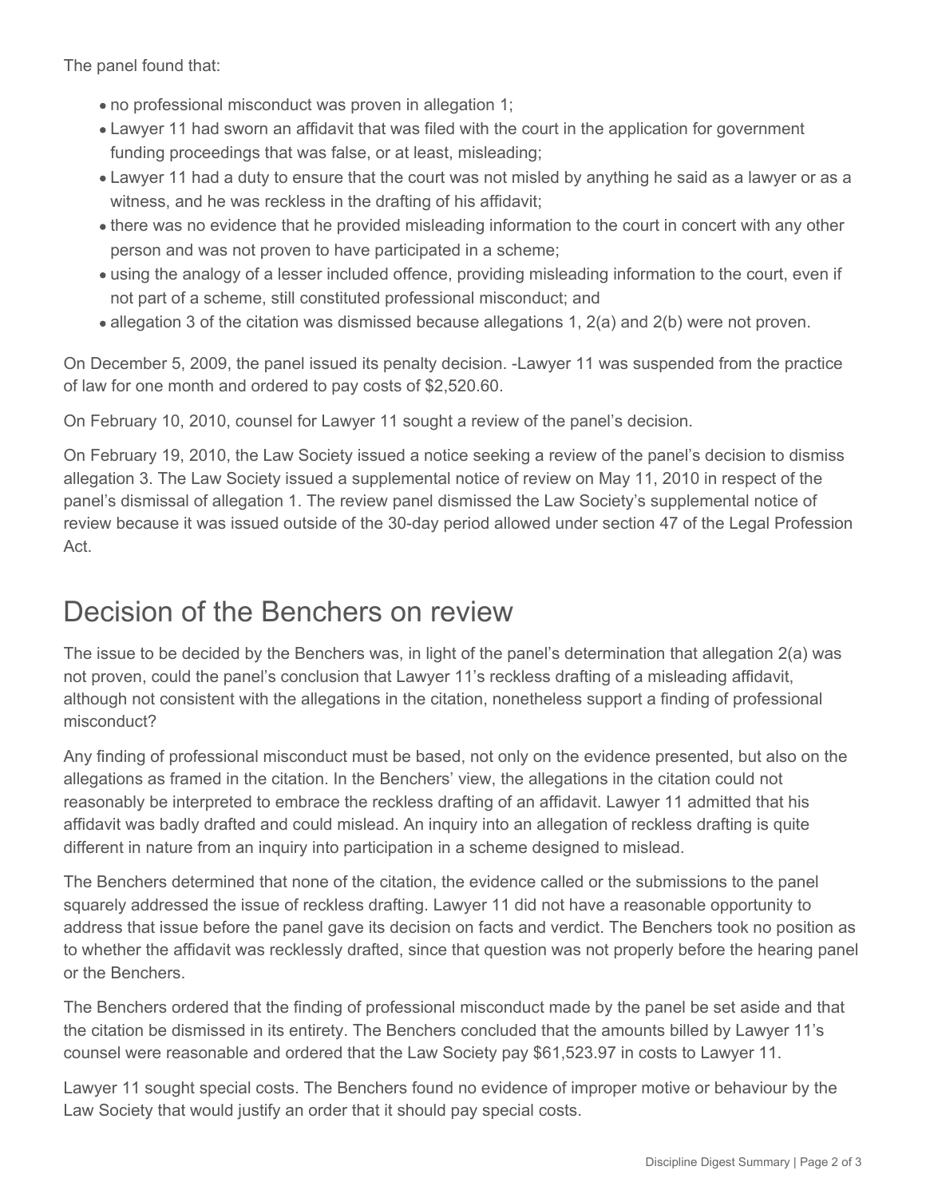The panel found that:

- no professional misconduct was proven in allegation 1;
- Lawyer 11 had sworn an affidavit that was filed with the court in the application for government funding proceedings that was false, or at least, misleading;
- Lawyer 11 had a duty to ensure that the court was not misled by anything he said as a lawyer or as a witness, and he was reckless in the drafting of his affidavit;
- there was no evidence that he provided misleading information to the court in concert with any other person and was not proven to have participated in a scheme;
- using the analogy of a lesser included offence, providing misleading information to the court, even if not part of a scheme, still constituted professional misconduct; and
- allegation 3 of the citation was dismissed because allegations 1, 2(a) and 2(b) were not proven.

On December 5, 2009, the panel issued its penalty decision. -Lawyer 11 was suspended from the practice of law for one month and ordered to pay costs of $2,520.60.

On February 10, 2010, counsel for Lawyer 11 sought a review of the panel's decision.

On February 19, 2010, the Law Society issued a notice seeking a review of the panel's decision to dismiss allegation 3. The Law Society issued a supplemental notice of review on May 11, 2010 in respect of the panel's dismissal of allegation 1. The review panel dismissed the Law Society's supplemental notice of review because it was issued outside of the 30-day period allowed under section 47 of the Legal Profession Act.

## Decision of the Benchers on review

The issue to be decided by the Benchers was, in light of the panel's determination that allegation 2(a) was not proven, could the panel's conclusion that Lawyer 11's reckless drafting of a misleading affidavit, although not consistent with the allegations in the citation, nonetheless support a finding of professional misconduct?

Any finding of professional misconduct must be based, not only on the evidence presented, but also on the allegations as framed in the citation. In the Benchers' view, the allegations in the citation could not reasonably be interpreted to embrace the reckless drafting of an affidavit. Lawyer 11 admitted that his affidavit was badly drafted and could mislead. An inquiry into an allegation of reckless drafting is quite different in nature from an inquiry into participation in a scheme designed to mislead.

The Benchers determined that none of the citation, the evidence called or the submissions to the panel squarely addressed the issue of reckless drafting. Lawyer 11 did not have a reasonable opportunity to address that issue before the panel gave its decision on facts and verdict. The Benchers took no position as to whether the affidavit was recklessly drafted, since that question was not properly before the hearing panel or the Benchers.

The Benchers ordered that the finding of professional misconduct made by the panel be set aside and that the citation be dismissed in its entirety. The Benchers concluded that the amounts billed by Lawyer 11's counsel were reasonable and ordered that the Law Society pay $61,523.97 in costs to Lawyer 11.

Lawyer 11 sought special costs. The Benchers found no evidence of improper motive or behaviour by the Law Society that would justify an order that it should pay special costs.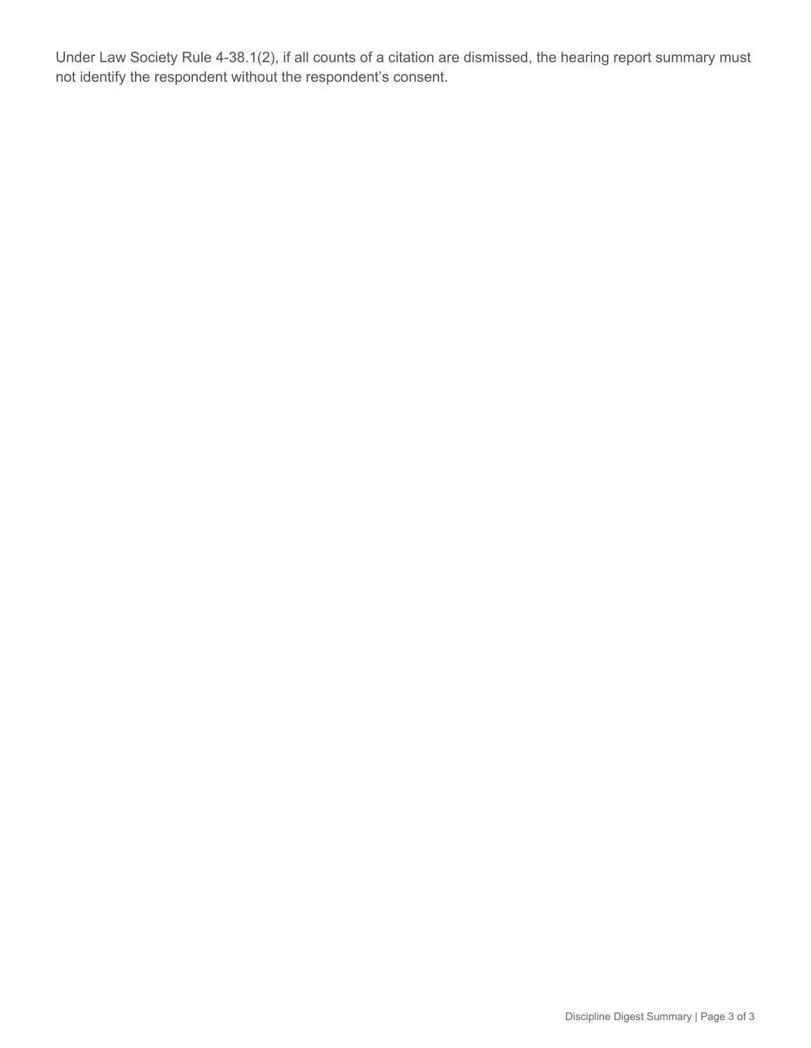Under Law Society Rule 4-38.1(2), if all counts of a citation are dismissed, the hearing report summary must not identify the respondent without the respondent's consent.